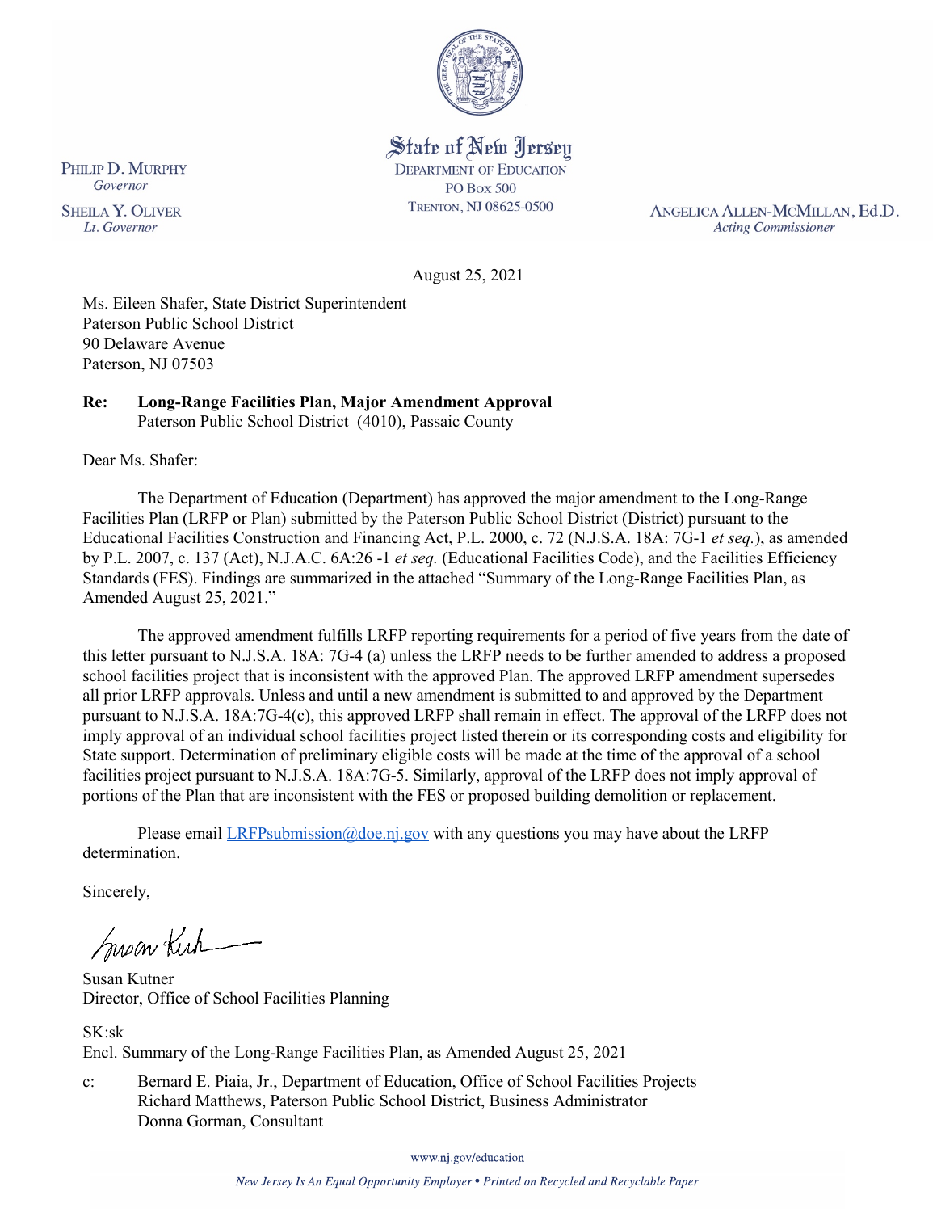State of New Jersey
DEPARTMENT OF EDUCATION
PO BOX 500
TRENTON, NJ 08625-0500

PHILIP D. MURPHY
*Governor*

SHEILA Y. OLIVER
*Lt. Governor*

ANGELICA ALLEN-MCMILLAN, Ed.D.
*Acting Commissioner*

August 25, 2021

Ms. Eileen Shafer, State District Superintendent
Paterson Public School District
90 Delaware Avenue
Paterson, NJ 07503

**Re: Long-Range Facilities Plan, Major Amendment Approval**
Paterson Public School District (4010), Passaic County

Dear Ms. Shafer:

The Department of Education (Department) has approved the major amendment to the Long-Range Facilities Plan (LRFP or Plan) submitted by the Paterson Public School District (District) pursuant to the Educational Facilities Construction and Financing Act, P.L. 2000, c. 72 (N.J.S.A. 18A: 7G-1 *et seq.*), as amended by P.L. 2007, c. 137 (Act), N.J.A.C. 6A:26 -1 *et seq.* (Educational Facilities Code), and the Facilities Efficiency Standards (FES). Findings are summarized in the attached "Summary of the Long-Range Facilities Plan, as Amended August 25, 2021."

The approved amendment fulfills LRFP reporting requirements for a period of five years from the date of this letter pursuant to N.J.S.A. 18A: 7G-4 (a) unless the LRFP needs to be further amended to address a proposed school facilities project that is inconsistent with the approved Plan. The approved LRFP amendment supersedes all prior LRFP approvals. Unless and until a new amendment is submitted to and approved by the Department pursuant to N.J.S.A. 18A:7G-4(c), this approved LRFP shall remain in effect. The approval of the LRFP does not imply approval of an individual school facilities project listed therein or its corresponding costs and eligibility for State support. Determination of preliminary eligible costs will be made at the time of the approval of a school facilities project pursuant to N.J.S.A. 18A:7G-5. Similarly, approval of the LRFP does not imply approval of portions of the Plan that are inconsistent with the FES or proposed building demolition or replacement.

Please email LRFPsubmission@doe.nj.gov with any questions you may have about the LRFP determination.

Sincerely,

Susan Kutner
Director, Office of School Facilities Planning

SK:sk
Encl. Summary of the Long-Range Facilities Plan, as Amended August 25, 2021

c: Bernard E. Piaia, Jr., Department of Education, Office of School Facilities Projects
Richard Matthews, Paterson Public School District, Business Administrator
Donna Gorman, Consultant

www.nj.gov/education

*New Jersey Is An Equal Opportunity Employer • Printed on Recycled and Recyclable Paper*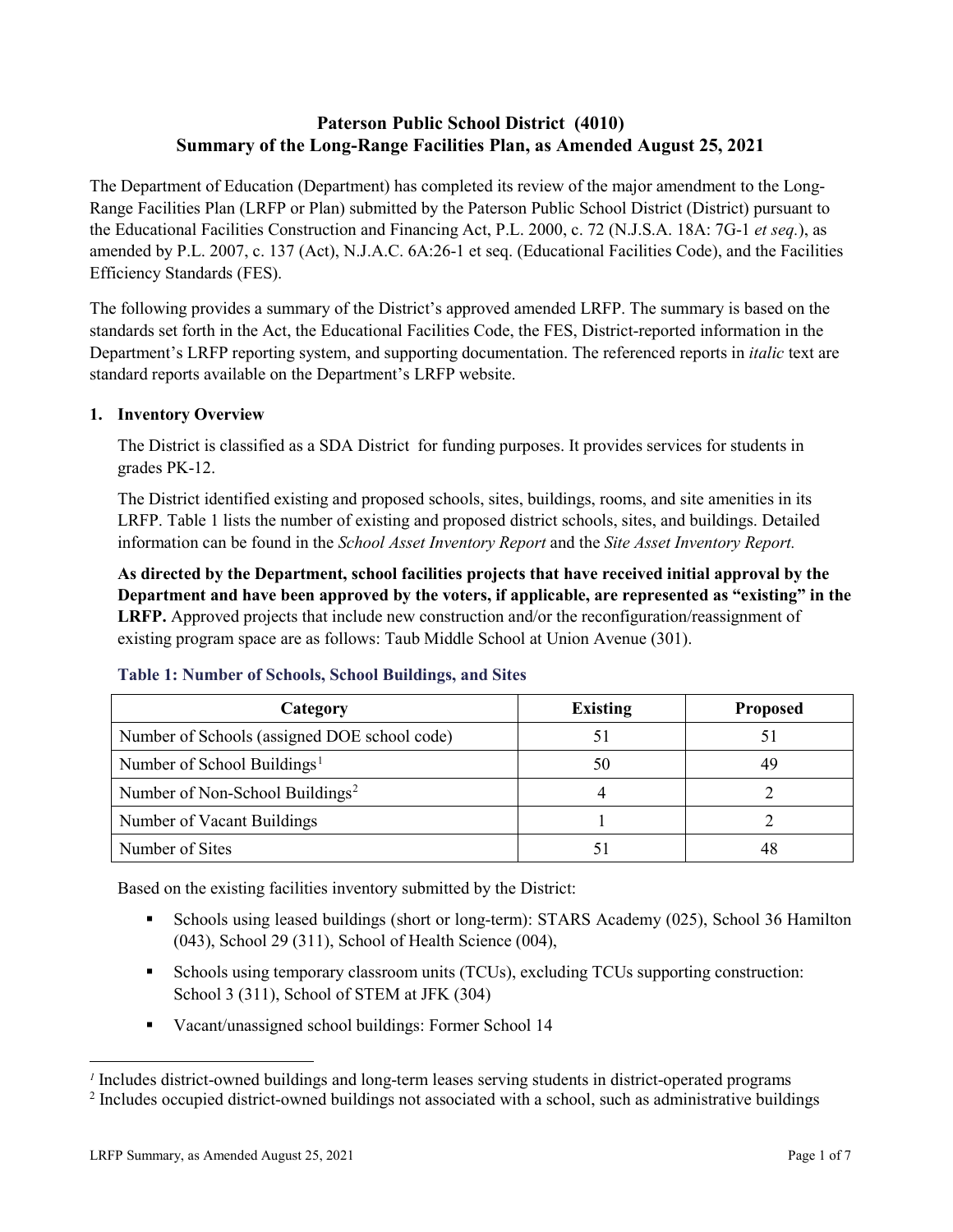# Paterson Public School District (4010)
# Summary of the Long-Range Facilities Plan, as Amended August 25, 2021

The Department of Education (Department) has completed its review of the major amendment to the Long-Range Facilities Plan (LRFP or Plan) submitted by the Paterson Public School District (District) pursuant to the Educational Facilities Construction and Financing Act, P.L. 2000, c. 72 (N.J.S.A. 18A: 7G-1 *et seq.*), as amended by P.L. 2007, c. 137 (Act), N.J.A.C. 6A:26-1 et seq. (Educational Facilities Code), and the Facilities Efficiency Standards (FES).

The following provides a summary of the District's approved amended LRFP. The summary is based on the standards set forth in the Act, the Educational Facilities Code, the FES, District-reported information in the Department's LRFP reporting system, and supporting documentation. The referenced reports in *italic* text are standard reports available on the Department's LRFP website.

### 1. Inventory Overview

The District is classified as a SDA District for funding purposes. It provides services for students in grades PK-12.

The District identified existing and proposed schools, sites, buildings, rooms, and site amenities in its LRFP. Table 1 lists the number of existing and proposed district schools, sites, and buildings. Detailed information can be found in the *School Asset Inventory Report* and the *Site Asset Inventory Report.*

**As directed by the Department, school facilities projects that have received initial approval by the Department and have been approved by the voters, if applicable, are represented as "existing" in the LRFP.** Approved projects that include new construction and/or the reconfiguration/reassignment of existing program space are as follows: Taub Middle School at Union Avenue (301).

**Table 1: Number of Schools, School Buildings, and Sites**

| Category | Existing | Proposed |
|---|---|---|
| Number of Schools (assigned DOE school code) | 51 | 51 |
| Number of School Buildings[1] | 50 | 49 |
| Number of Non-School Buildings[2] | 4 | 2 |
| Number of Vacant Buildings | 1 | 2 |
| Number of Sites | 51 | 48 |

Based on the existing facilities inventory submitted by the District:

- Schools using leased buildings (short or long-term): STARS Academy (025), School 36 Hamilton (043), School 29 (311), School of Health Science (004),
- Schools using temporary classroom units (TCUs), excluding TCUs supporting construction: School 3 (311), School of STEM at JFK (304)
- Vacant/unassigned school buildings: Former School 14

[1] Includes district-owned buildings and long-term leases serving students in district-operated programs

[2] Includes occupied district-owned buildings not associated with a school, such as administrative buildings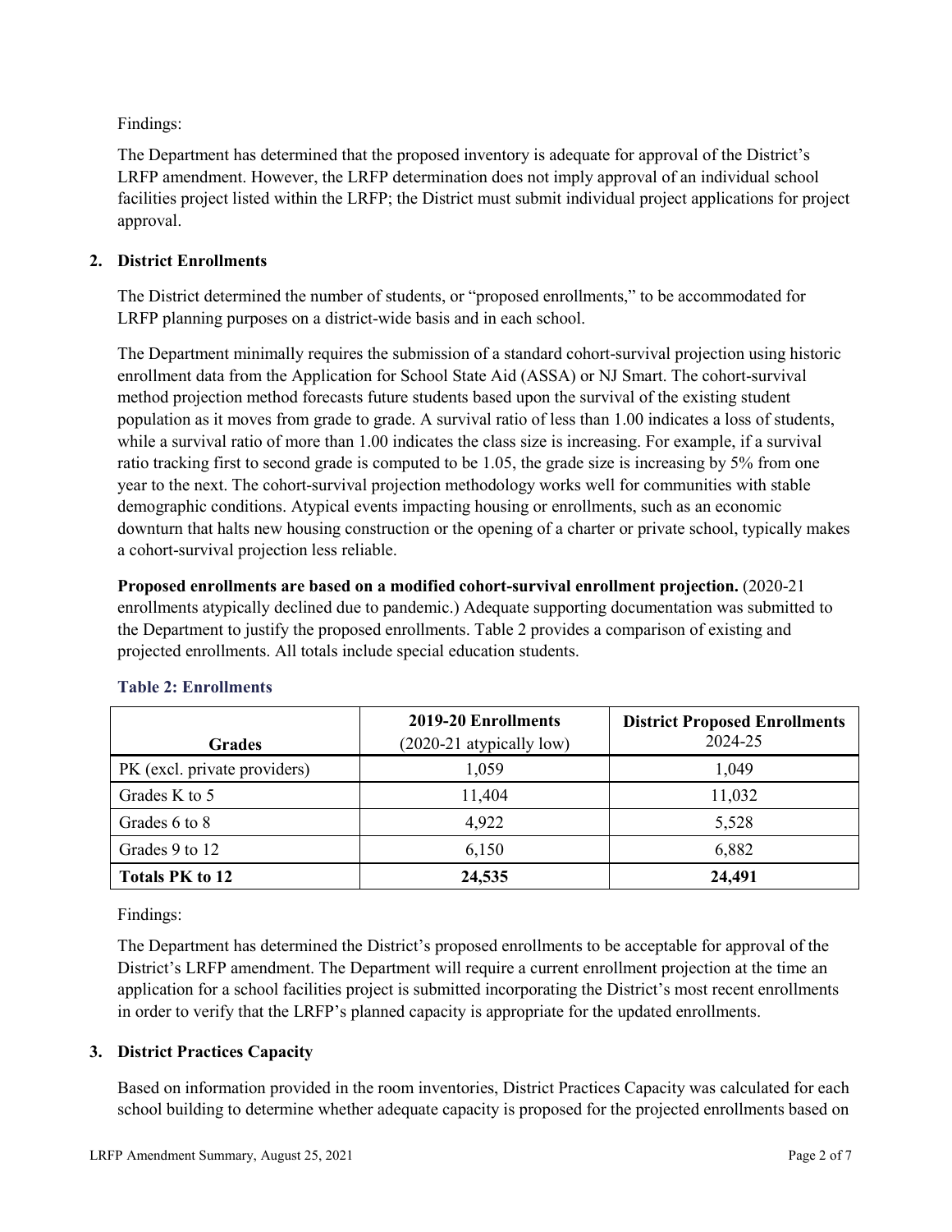Findings:

The Department has determined that the proposed inventory is adequate for approval of the District's LRFP amendment. However, the LRFP determination does not imply approval of an individual school facilities project listed within the LRFP; the District must submit individual project applications for project approval.

## 2. District Enrollments

The District determined the number of students, or "proposed enrollments," to be accommodated for LRFP planning purposes on a district-wide basis and in each school.

The Department minimally requires the submission of a standard cohort-survival projection using historic enrollment data from the Application for School State Aid (ASSA) or NJ Smart. The cohort-survival method projection method forecasts future students based upon the survival of the existing student population as it moves from grade to grade. A survival ratio of less than 1.00 indicates a loss of students, while a survival ratio of more than 1.00 indicates the class size is increasing. For example, if a survival ratio tracking first to second grade is computed to be 1.05, the grade size is increasing by 5% from one year to the next. The cohort-survival projection methodology works well for communities with stable demographic conditions. Atypical events impacting housing or enrollments, such as an economic downturn that halts new housing construction or the opening of a charter or private school, typically makes a cohort-survival projection less reliable.

**Proposed enrollments are based on a modified cohort-survival enrollment projection.** (2020-21 enrollments atypically declined due to pandemic.) Adequate supporting documentation was submitted to the Department to justify the proposed enrollments. Table 2 provides a comparison of existing and projected enrollments. All totals include special education students.

### Table 2: Enrollments

| Grades | 2019-20 Enrollments (2020-21 atypically low) | District Proposed Enrollments 2024-25 |
|---|---|---|
| PK (excl. private providers) | 1,059 | 1,049 |
| Grades K to 5 | 11,404 | 11,032 |
| Grades 6 to 8 | 4,922 | 5,528 |
| Grades 9 to 12 | 6,150 | 6,882 |
| **Totals PK to 12** | **24,535** | **24,491** |

Findings:

The Department has determined the District's proposed enrollments to be acceptable for approval of the District's LRFP amendment. The Department will require a current enrollment projection at the time an application for a school facilities project is submitted incorporating the District's most recent enrollments in order to verify that the LRFP's planned capacity is appropriate for the updated enrollments.

## 3. District Practices Capacity

Based on information provided in the room inventories, District Practices Capacity was calculated for each school building to determine whether adequate capacity is proposed for the projected enrollments based on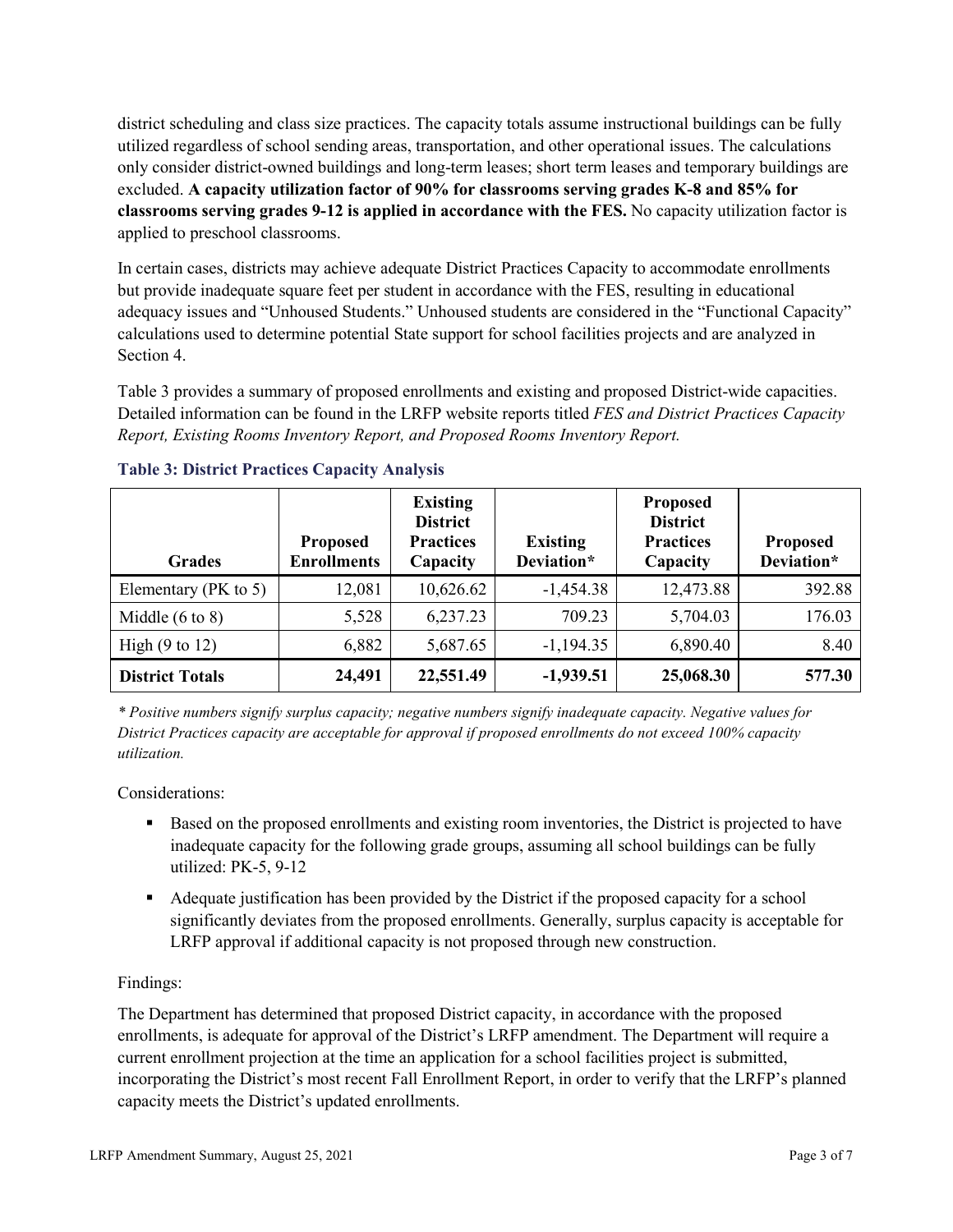district scheduling and class size practices. The capacity totals assume instructional buildings can be fully utilized regardless of school sending areas, transportation, and other operational issues. The calculations only consider district-owned buildings and long-term leases; short term leases and temporary buildings are excluded. **A capacity utilization factor of 90% for classrooms serving grades K-8 and 85% for classrooms serving grades 9-12 is applied in accordance with the FES.** No capacity utilization factor is applied to preschool classrooms.

In certain cases, districts may achieve adequate District Practices Capacity to accommodate enrollments but provide inadequate square feet per student in accordance with the FES, resulting in educational adequacy issues and "Unhoused Students." Unhoused students are considered in the "Functional Capacity" calculations used to determine potential State support for school facilities projects and are analyzed in Section 4.

Table 3 provides a summary of proposed enrollments and existing and proposed District-wide capacities. Detailed information can be found in the LRFP website reports titled *FES and District Practices Capacity Report, Existing Rooms Inventory Report, and Proposed Rooms Inventory Report.*

### Table 3: District Practices Capacity Analysis

| Grades | Proposed Enrollments | Existing District Practices Capacity | Existing Deviation* | Proposed District Practices Capacity | Proposed Deviation* |
|---|---|---|---|---|---|
| Elementary (PK to 5) | 12,081 | 10,626.62 | -1,454.38 | 12,473.88 | 392.88 |
| Middle (6 to 8) | 5,528 | 6,237.23 | 709.23 | 5,704.03 | 176.03 |
| High (9 to 12) | 6,882 | 5,687.65 | -1,194.35 | 6,890.40 | 8.40 |
| **District Totals** | **24,491** | **22,551.49** | **-1,939.51** | **25,068.30** | **577.30** |

*\* Positive numbers signify surplus capacity; negative numbers signify inadequate capacity. Negative values for District Practices capacity are acceptable for approval if proposed enrollments do not exceed 100% capacity utilization.*

Considerations:

- Based on the proposed enrollments and existing room inventories, the District is projected to have inadequate capacity for the following grade groups, assuming all school buildings can be fully utilized: PK-5, 9-12
- Adequate justification has been provided by the District if the proposed capacity for a school significantly deviates from the proposed enrollments. Generally, surplus capacity is acceptable for LRFP approval if additional capacity is not proposed through new construction.

Findings:

The Department has determined that proposed District capacity, in accordance with the proposed enrollments, is adequate for approval of the District's LRFP amendment. The Department will require a current enrollment projection at the time an application for a school facilities project is submitted, incorporating the District's most recent Fall Enrollment Report, in order to verify that the LRFP's planned capacity meets the District's updated enrollments.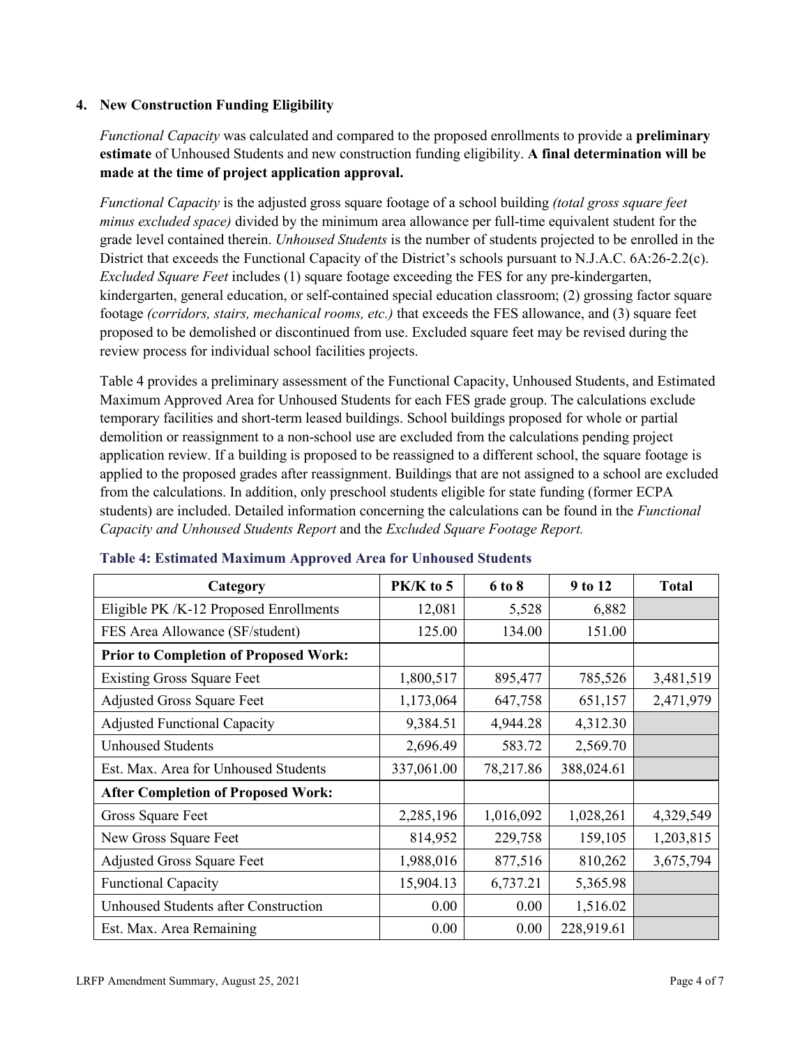### 4. New Construction Funding Eligibility

*Functional Capacity* was calculated and compared to the proposed enrollments to provide a **preliminary estimate** of Unhoused Students and new construction funding eligibility. **A final determination will be made at the time of project application approval.**

*Functional Capacity* is the adjusted gross square footage of a school building *(total gross square feet minus excluded space)* divided by the minimum area allowance per full-time equivalent student for the grade level contained therein. *Unhoused Students* is the number of students projected to be enrolled in the District that exceeds the Functional Capacity of the District's schools pursuant to N.J.A.C. 6A:26-2.2(c). *Excluded Square Feet* includes (1) square footage exceeding the FES for any pre-kindergarten, kindergarten, general education, or self-contained special education classroom; (2) grossing factor square footage *(corridors, stairs, mechanical rooms, etc.)* that exceeds the FES allowance, and (3) square feet proposed to be demolished or discontinued from use. Excluded square feet may be revised during the review process for individual school facilities projects.

Table 4 provides a preliminary assessment of the Functional Capacity, Unhoused Students, and Estimated Maximum Approved Area for Unhoused Students for each FES grade group. The calculations exclude temporary facilities and short-term leased buildings. School buildings proposed for whole or partial demolition or reassignment to a non-school use are excluded from the calculations pending project application review. If a building is proposed to be reassigned to a different school, the square footage is applied to the proposed grades after reassignment. Buildings that are not assigned to a school are excluded from the calculations. In addition, only preschool students eligible for state funding (former ECPA students) are included. Detailed information concerning the calculations can be found in the *Functional Capacity and Unhoused Students Report* and the *Excluded Square Footage Report.*

**Table 4: Estimated Maximum Approved Area for Unhoused Students**

| Category | PK/K to 5 | 6 to 8 | 9 to 12 | Total |
|---|---|---|---|---|
| Eligible PK /K-12 Proposed Enrollments | 12,081 | 5,528 | 6,882 | |
| FES Area Allowance (SF/student) | 125.00 | 134.00 | 151.00 | |
| **Prior to Completion of Proposed Work:** | | | | |
| Existing Gross Square Feet | 1,800,517 | 895,477 | 785,526 | 3,481,519 |
| Adjusted Gross Square Feet | 1,173,064 | 647,758 | 651,157 | 2,471,979 |
| Adjusted Functional Capacity | 9,384.51 | 4,944.28 | 4,312.30 | |
| Unhoused Students | 2,696.49 | 583.72 | 2,569.70 | |
| Est. Max. Area for Unhoused Students | 337,061.00 | 78,217.86 | 388,024.61 | |
| **After Completion of Proposed Work:** | | | | |
| Gross Square Feet | 2,285,196 | 1,016,092 | 1,028,261 | 4,329,549 |
| New Gross Square Feet | 814,952 | 229,758 | 159,105 | 1,203,815 |
| Adjusted Gross Square Feet | 1,988,016 | 877,516 | 810,262 | 3,675,794 |
| Functional Capacity | 15,904.13 | 6,737.21 | 5,365.98 | |
| Unhoused Students after Construction | 0.00 | 0.00 | 1,516.02 | |
| Est. Max. Area Remaining | 0.00 | 0.00 | 228,919.61 | |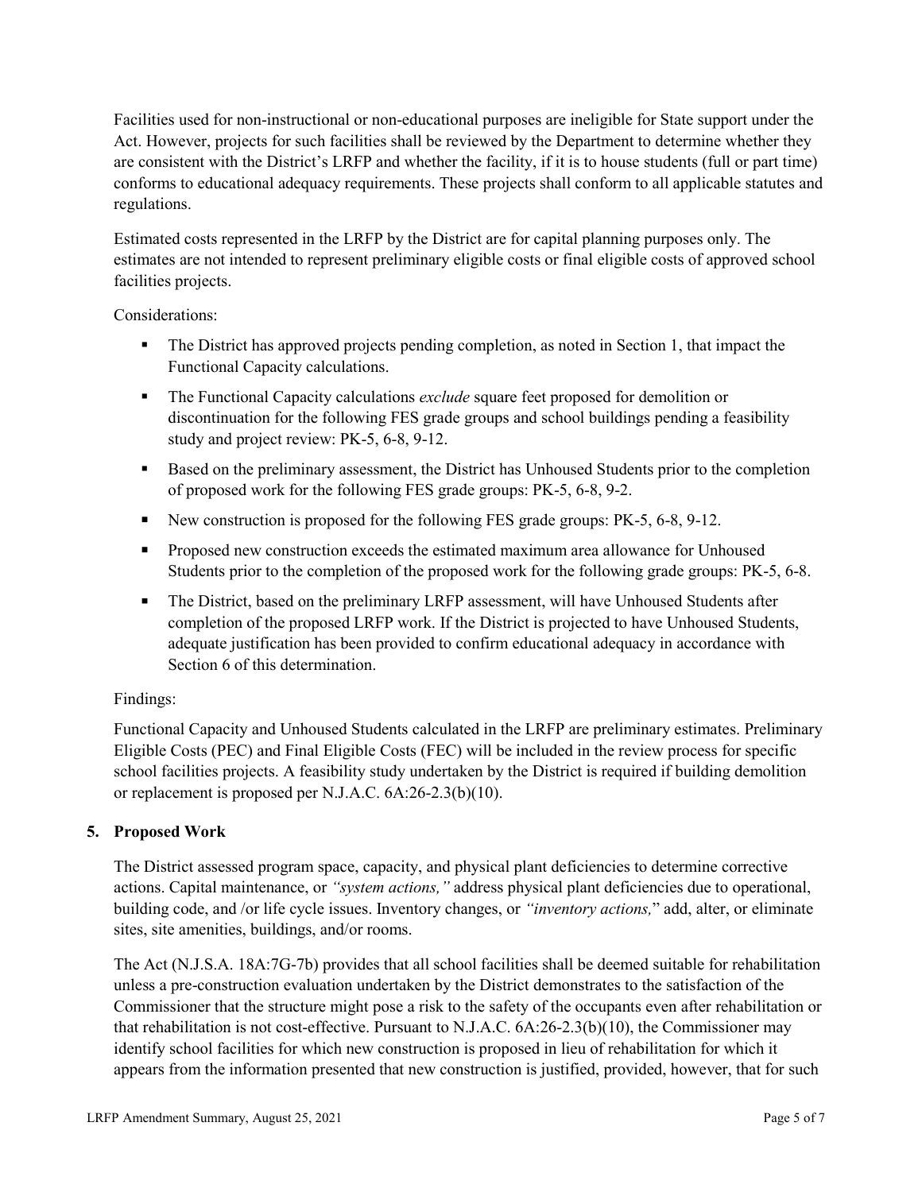Facilities used for non-instructional or non-educational purposes are ineligible for State support under the Act. However, projects for such facilities shall be reviewed by the Department to determine whether they are consistent with the District's LRFP and whether the facility, if it is to house students (full or part time) conforms to educational adequacy requirements. These projects shall conform to all applicable statutes and regulations.

Estimated costs represented in the LRFP by the District are for capital planning purposes only. The estimates are not intended to represent preliminary eligible costs or final eligible costs of approved school facilities projects.

Considerations:

- The District has approved projects pending completion, as noted in Section 1, that impact the Functional Capacity calculations.
- The Functional Capacity calculations *exclude* square feet proposed for demolition or discontinuation for the following FES grade groups and school buildings pending a feasibility study and project review: PK-5, 6-8, 9-12.
- Based on the preliminary assessment, the District has Unhoused Students prior to the completion of proposed work for the following FES grade groups: PK-5, 6-8, 9-2.
- New construction is proposed for the following FES grade groups: PK-5, 6-8, 9-12.
- Proposed new construction exceeds the estimated maximum area allowance for Unhoused Students prior to the completion of the proposed work for the following grade groups: PK-5, 6-8.
- The District, based on the preliminary LRFP assessment, will have Unhoused Students after completion of the proposed LRFP work. If the District is projected to have Unhoused Students, adequate justification has been provided to confirm educational adequacy in accordance with Section 6 of this determination.

Findings:

Functional Capacity and Unhoused Students calculated in the LRFP are preliminary estimates. Preliminary Eligible Costs (PEC) and Final Eligible Costs (FEC) will be included in the review process for specific school facilities projects. A feasibility study undertaken by the District is required if building demolition or replacement is proposed per N.J.A.C. 6A:26-2.3(b)(10).

## 5. Proposed Work

The District assessed program space, capacity, and physical plant deficiencies to determine corrective actions. Capital maintenance, or *"system actions,"* address physical plant deficiencies due to operational, building code, and /or life cycle issues. Inventory changes, or *"inventory actions,"* add, alter, or eliminate sites, site amenities, buildings, and/or rooms.

The Act (N.J.S.A. 18A:7G-7b) provides that all school facilities shall be deemed suitable for rehabilitation unless a pre-construction evaluation undertaken by the District demonstrates to the satisfaction of the Commissioner that the structure might pose a risk to the safety of the occupants even after rehabilitation or that rehabilitation is not cost-effective. Pursuant to N.J.A.C. 6A:26-2.3(b)(10), the Commissioner may identify school facilities for which new construction is proposed in lieu of rehabilitation for which it appears from the information presented that new construction is justified, provided, however, that for such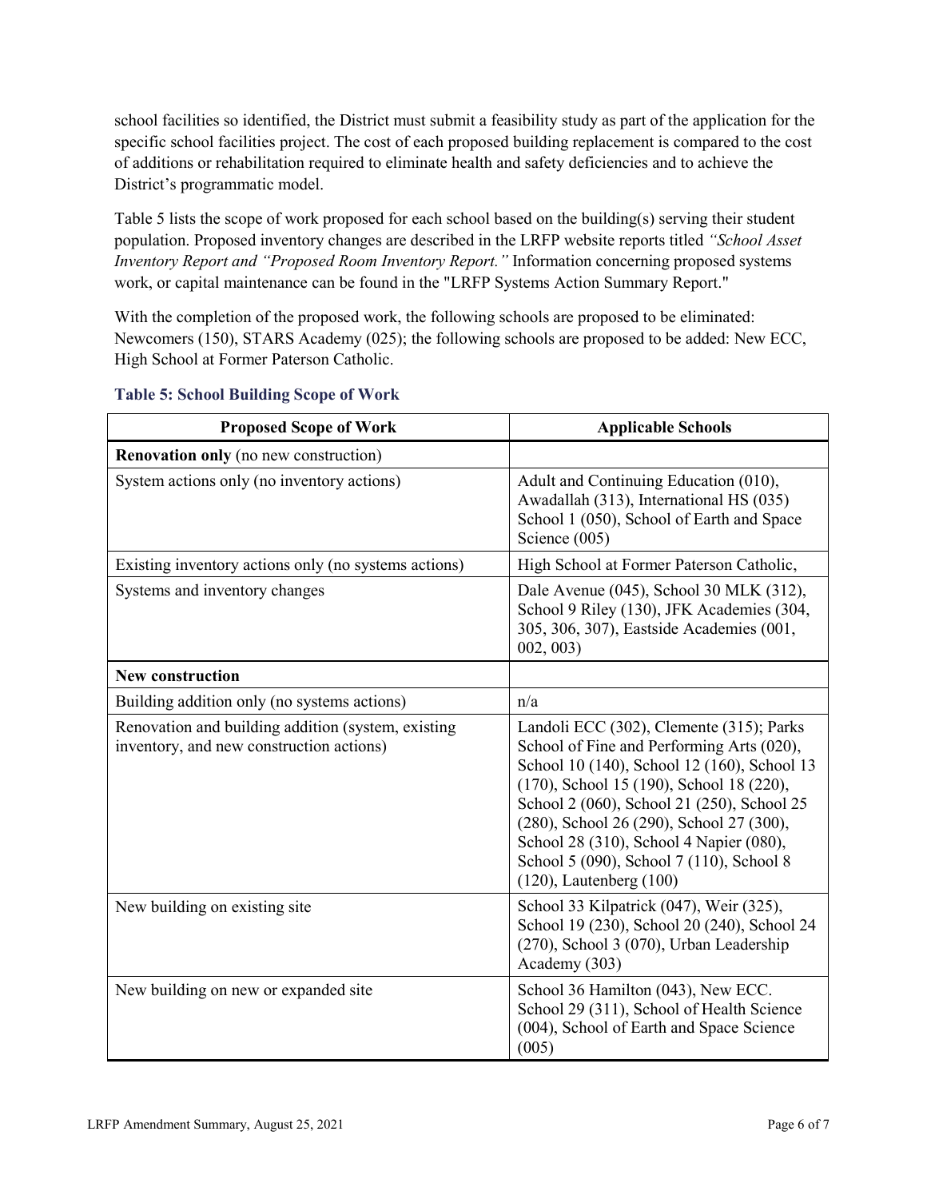school facilities so identified, the District must submit a feasibility study as part of the application for the specific school facilities project. The cost of each proposed building replacement is compared to the cost of additions or rehabilitation required to eliminate health and safety deficiencies and to achieve the District's programmatic model.

Table 5 lists the scope of work proposed for each school based on the building(s) serving their student population. Proposed inventory changes are described in the LRFP website reports titled *"School Asset Inventory Report and "Proposed Room Inventory Report."* Information concerning proposed systems work, or capital maintenance can be found in the "LRFP Systems Action Summary Report."

With the completion of the proposed work, the following schools are proposed to be eliminated: Newcomers (150), STARS Academy (025); the following schools are proposed to be added: New ECC, High School at Former Paterson Catholic.

### Table 5: School Building Scope of Work

| Proposed Scope of Work | Applicable Schools |
|---|---|
| **Renovation only** (no new construction) | |
| System actions only (no inventory actions) | Adult and Continuing Education (010), Awadallah (313), International HS (035) School 1 (050), School of Earth and Space Science (005) |
| Existing inventory actions only (no systems actions) | High School at Former Paterson Catholic, |
| Systems and inventory changes | Dale Avenue (045), School 30 MLK (312), School 9 Riley (130), JFK Academies (304, 305, 306, 307), Eastside Academies (001, 002, 003) |
| **New construction** | |
| Building addition only (no systems actions) | n/a |
| Renovation and building addition (system, existing inventory, and new construction actions) | Landoli ECC (302), Clemente (315); Parks School of Fine and Performing Arts (020), School 10 (140), School 12 (160), School 13 (170), School 15 (190), School 18 (220), School 2 (060), School 21 (250), School 25 (280), School 26 (290), School 27 (300), School 28 (310), School 4 Napier (080), School 5 (090), School 7 (110), School 8 (120), Lautenberg (100) |
| New building on existing site | School 33 Kilpatrick (047), Weir (325), School 19 (230), School 20 (240), School 24 (270), School 3 (070), Urban Leadership Academy (303) |
| New building on new or expanded site | School 36 Hamilton (043), New ECC. School 29 (311), School of Health Science (004), School of Earth and Space Science (005) |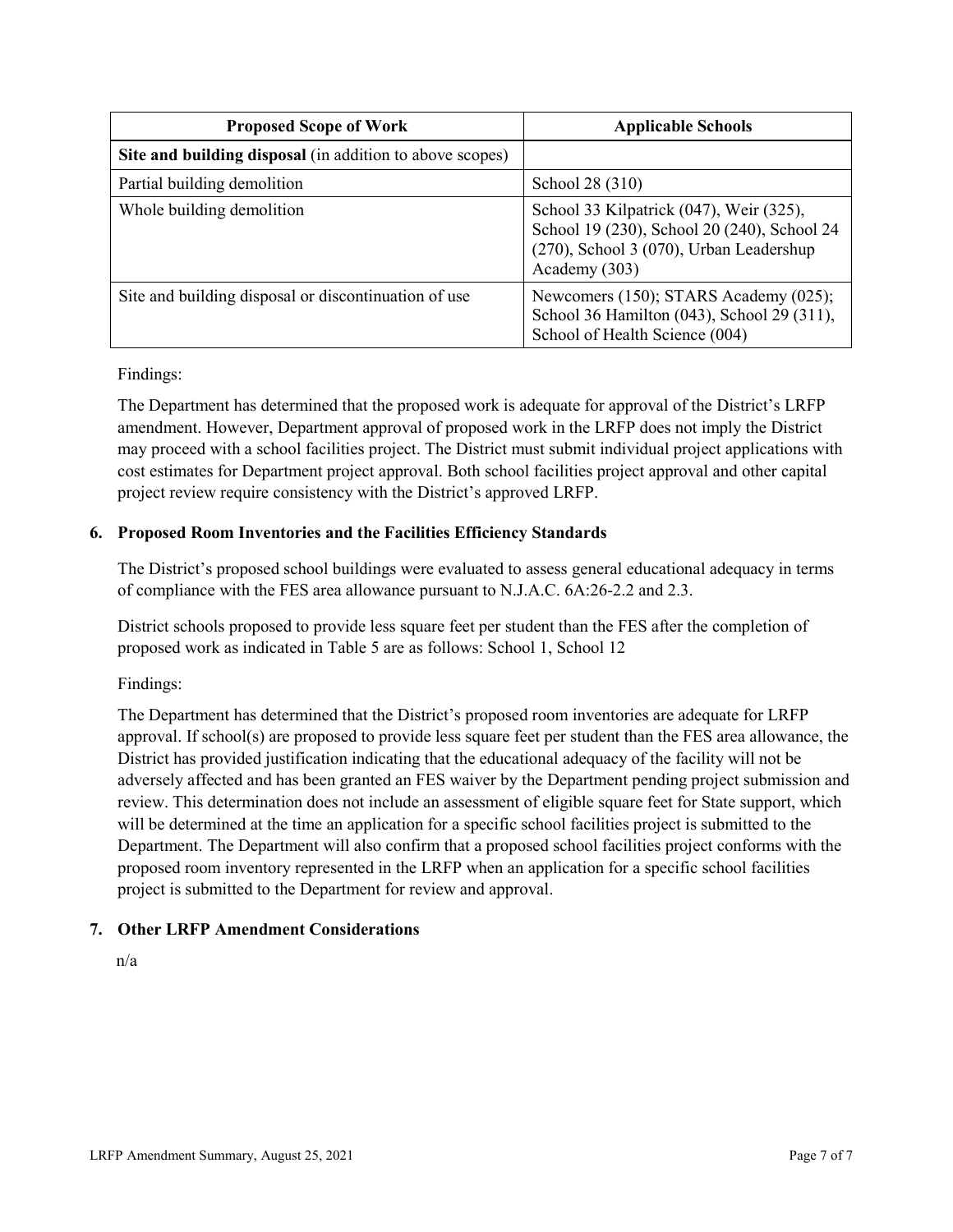| Proposed Scope of Work | Applicable Schools |
|---|---|
| **Site and building disposal** (in addition to above scopes) | |
| Partial building demolition | School 28 (310) |
| Whole building demolition | School 33 Kilpatrick (047), Weir (325), School 19 (230), School 20 (240), School 24 (270), School 3 (070), Urban Leadershup Academy (303) |
| Site and building disposal or discontinuation of use | Newcomers (150); STARS Academy (025); School 36 Hamilton (043), School 29 (311), School of Health Science (004) |

Findings:

The Department has determined that the proposed work is adequate for approval of the District's LRFP amendment. However, Department approval of proposed work in the LRFP does not imply the District may proceed with a school facilities project. The District must submit individual project applications with cost estimates for Department project approval. Both school facilities project approval and other capital project review require consistency with the District's approved LRFP.

## 6. Proposed Room Inventories and the Facilities Efficiency Standards

The District's proposed school buildings were evaluated to assess general educational adequacy in terms of compliance with the FES area allowance pursuant to N.J.A.C. 6A:26-2.2 and 2.3.

District schools proposed to provide less square feet per student than the FES after the completion of proposed work as indicated in Table 5 are as follows: School 1, School 12

Findings:

The Department has determined that the District's proposed room inventories are adequate for LRFP approval. If school(s) are proposed to provide less square feet per student than the FES area allowance, the District has provided justification indicating that the educational adequacy of the facility will not be adversely affected and has been granted an FES waiver by the Department pending project submission and review. This determination does not include an assessment of eligible square feet for State support, which will be determined at the time an application for a specific school facilities project is submitted to the Department. The Department will also confirm that a proposed school facilities project conforms with the proposed room inventory represented in the LRFP when an application for a specific school facilities project is submitted to the Department for review and approval.

## 7. Other LRFP Amendment Considerations

n/a